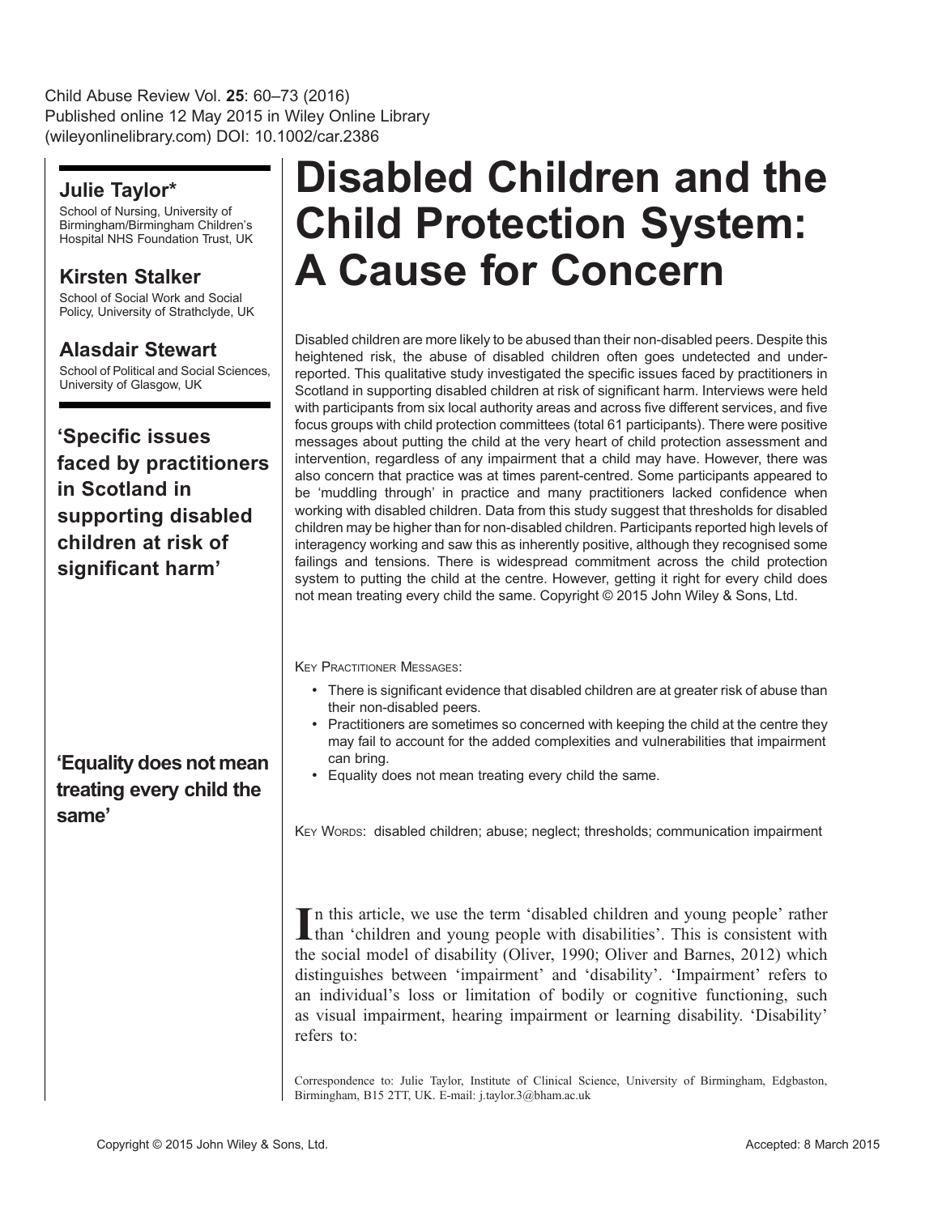Child Abuse Review Vol. **25**: 60–73 (2016)
Published online 12 May 2015 in Wiley Online Library
(wileyonlinelibrary.com) DOI: 10.1002/car.2386

# Disabled Children and the Child Protection System: A Cause for Concern

**Julie Taylor***
School of Nursing, University of Birmingham/Birmingham Children's Hospital NHS Foundation Trust, UK

**Kirsten Stalker**
School of Social Work and Social Policy, University of Strathclyde, UK

**Alasdair Stewart**
School of Political and Social Sciences, University of Glasgow, UK

Disabled children are more likely to be abused than their non-disabled peers. Despite this heightened risk, the abuse of disabled children often goes undetected and under-reported. This qualitative study investigated the specific issues faced by practitioners in Scotland in supporting disabled children at risk of significant harm. Interviews were held with participants from six local authority areas and across five different services, and five focus groups with child protection committees (total 61 participants). There were positive messages about putting the child at the very heart of child protection assessment and intervention, regardless of any impairment that a child may have. However, there was also concern that practice was at times parent-centred. Some participants appeared to be 'muddling through' in practice and many practitioners lacked confidence when working with disabled children. Data from this study suggest that thresholds for disabled children may be higher than for non-disabled children. Participants reported high levels of interagency working and saw this as inherently positive, although they recognised some failings and tensions. There is widespread commitment across the child protection system to putting the child at the centre. However, getting it right for every child does not mean treating every child the same. Copyright © 2015 John Wiley & Sons, Ltd.

**'Specific issues faced by practitioners in Scotland in supporting disabled children at risk of significant harm'**

Key Practitioner Messages:

- There is significant evidence that disabled children are at greater risk of abuse than their non-disabled peers.
- Practitioners are sometimes so concerned with keeping the child at the centre they may fail to account for the added complexities and vulnerabilities that impairment can bring.
- Equality does not mean treating every child the same.

**'Equality does not mean treating every child the same'**

Key Words: disabled children; abuse; neglect; thresholds; communication impairment

In this article, we use the term 'disabled children and young people' rather than 'children and young people with disabilities'. This is consistent with the social model of disability (Oliver, 1990; Oliver and Barnes, 2012) which distinguishes between 'impairment' and 'disability'. 'Impairment' refers to an individual's loss or limitation of bodily or cognitive functioning, such as visual impairment, hearing impairment or learning disability. 'Disability' refers to:

Correspondence to: Julie Taylor, Institute of Clinical Science, University of Birmingham, Edgbaston, Birmingham, B15 2TT, UK. E-mail: j.taylor.3@bham.ac.uk

Copyright © 2015 John Wiley & Sons, Ltd.

Accepted: 8 March 2015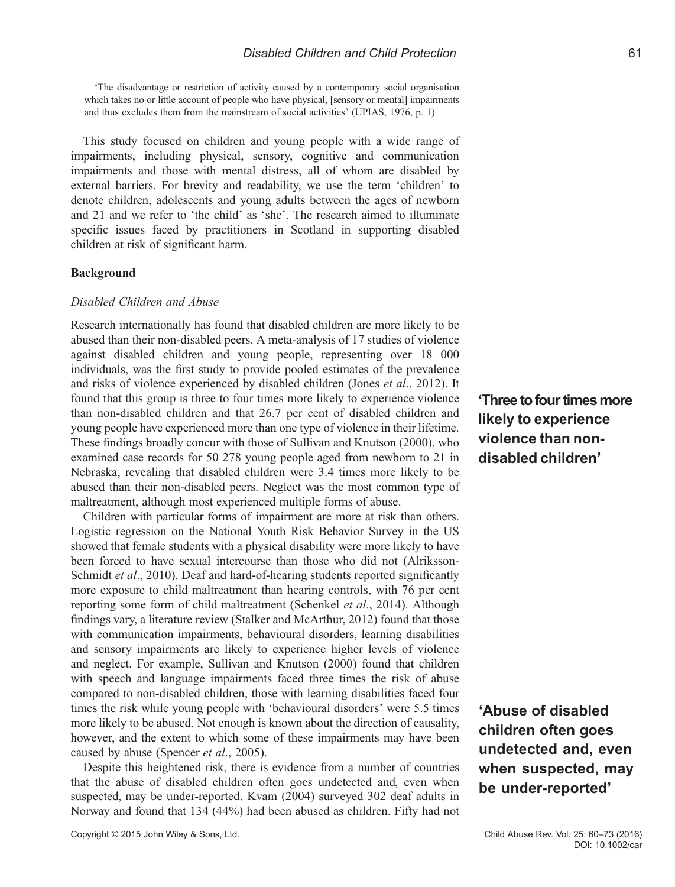> 'The disadvantage or restriction of activity caused by a contemporary social organisation which takes no or little account of people who have physical, [sensory or mental] impairments and thus excludes them from the mainstream of social activities' (UPIAS, 1976, p. 1)

This study focused on children and young people with a wide range of impairments, including physical, sensory, cognitive and communication impairments and those with mental distress, all of whom are disabled by external barriers. For brevity and readability, we use the term 'children' to denote children, adolescents and young adults between the ages of newborn and 21 and we refer to 'the child' as 'she'. The research aimed to illuminate specific issues faced by practitioners in Scotland in supporting disabled children at risk of significant harm.

## Background

### *Disabled Children and Abuse*

Research internationally has found that disabled children are more likely to be abused than their non-disabled peers. A meta-analysis of 17 studies of violence against disabled children and young people, representing over 18 000 individuals, was the first study to provide pooled estimates of the prevalence and risks of violence experienced by disabled children (Jones *et al*., 2012). It found that this group is three to four times more likely to experience violence than non-disabled children and that 26.7 per cent of disabled children and young people have experienced more than one type of violence in their lifetime. These findings broadly concur with those of Sullivan and Knutson (2000), who examined case records for 50 278 young people aged from newborn to 21 in Nebraska, revealing that disabled children were 3.4 times more likely to be abused than their non-disabled peers. Neglect was the most common type of maltreatment, although most experienced multiple forms of abuse.

**'Three to four times more likely to experience violence than non-disabled children'**

Children with particular forms of impairment are more at risk than others. Logistic regression on the National Youth Risk Behavior Survey in the US showed that female students with a physical disability were more likely to have been forced to have sexual intercourse than those who did not (Alriksson-Schmidt *et al*., 2010). Deaf and hard-of-hearing students reported significantly more exposure to child maltreatment than hearing controls, with 76 per cent reporting some form of child maltreatment (Schenkel *et al*., 2014). Although findings vary, a literature review (Stalker and McArthur, 2012) found that those with communication impairments, behavioural disorders, learning disabilities and sensory impairments are likely to experience higher levels of violence and neglect. For example, Sullivan and Knutson (2000) found that children with speech and language impairments faced three times the risk of abuse compared to non-disabled children, those with learning disabilities faced four times the risk while young people with 'behavioural disorders' were 5.5 times more likely to be abused. Not enough is known about the direction of causality, however, and the extent to which some of these impairments may have been caused by abuse (Spencer *et al*., 2005).

**'Abuse of disabled children often goes undetected and, even when suspected, may be under-reported'**

Despite this heightened risk, there is evidence from a number of countries that the abuse of disabled children often goes undetected and, even when suspected, may be under-reported. Kvam (2004) surveyed 302 deaf adults in Norway and found that 134 (44%) had been abused as children. Fifty had not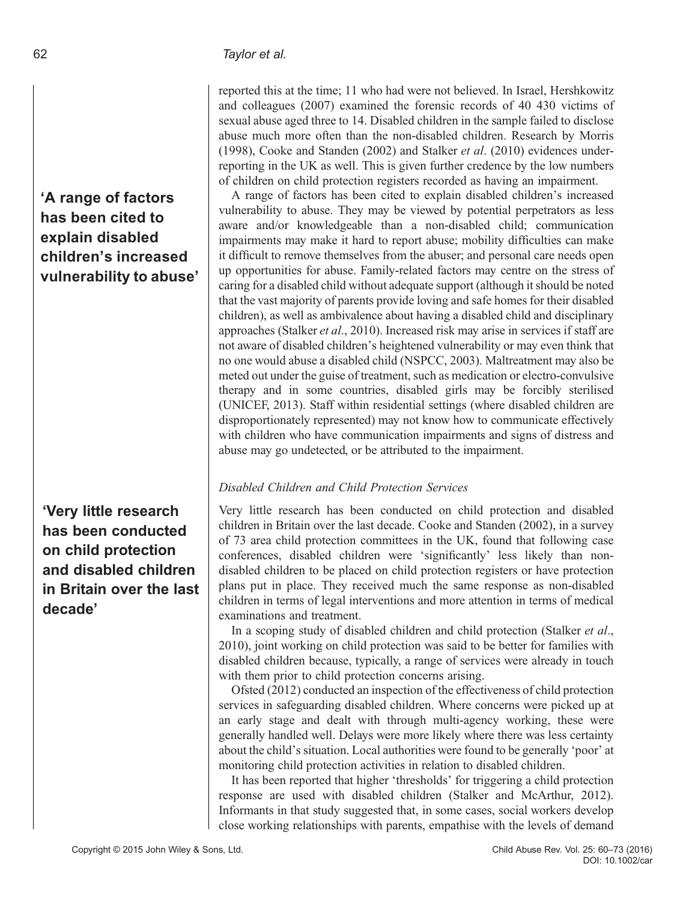reported this at the time; 11 who had were not believed. In Israel, Hershkowitz and colleagues (2007) examined the forensic records of 40 430 victims of sexual abuse aged three to 14. Disabled children in the sample failed to disclose abuse much more often than the non-disabled children. Research by Morris (1998), Cooke and Standen (2002) and Stalker *et al*. (2010) evidences under-reporting in the UK as well. This is given further credence by the low numbers of children on child protection registers recorded as having an impairment.

**'A range of factors has been cited to explain disabled children's increased vulnerability to abuse'**

A range of factors has been cited to explain disabled children's increased vulnerability to abuse. They may be viewed by potential perpetrators as less aware and/or knowledgeable than a non-disabled child; communication impairments may make it hard to report abuse; mobility difficulties can make it difficult to remove themselves from the abuser; and personal care needs open up opportunities for abuse. Family-related factors may centre on the stress of caring for a disabled child without adequate support (although it should be noted that the vast majority of parents provide loving and safe homes for their disabled children), as well as ambivalence about having a disabled child and disciplinary approaches (Stalker *et al*., 2010). Increased risk may arise in services if staff are not aware of disabled children's heightened vulnerability or may even think that no one would abuse a disabled child (NSPCC, 2003). Maltreatment may also be meted out under the guise of treatment, such as medication or electro-convulsive therapy and in some countries, disabled girls may be forcibly sterilised (UNICEF, 2013). Staff within residential settings (where disabled children are disproportionately represented) may not know how to communicate effectively with children who have communication impairments and signs of distress and abuse may go undetected, or be attributed to the impairment.

### *Disabled Children and Child Protection Services*

**'Very little research has been conducted on child protection and disabled children in Britain over the last decade'**

Very little research has been conducted on child protection and disabled children in Britain over the last decade. Cooke and Standen (2002), in a survey of 73 area child protection committees in the UK, found that following case conferences, disabled children were 'significantly' less likely than non-disabled children to be placed on child protection registers or have protection plans put in place. They received much the same response as non-disabled children in terms of legal interventions and more attention in terms of medical examinations and treatment.

In a scoping study of disabled children and child protection (Stalker *et al*., 2010), joint working on child protection was said to be better for families with disabled children because, typically, a range of services were already in touch with them prior to child protection concerns arising.

Ofsted (2012) conducted an inspection of the effectiveness of child protection services in safeguarding disabled children. Where concerns were picked up at an early stage and dealt with through multi-agency working, these were generally handled well. Delays were more likely where there was less certainty about the child's situation. Local authorities were found to be generally 'poor' at monitoring child protection activities in relation to disabled children.

It has been reported that higher 'thresholds' for triggering a child protection response are used with disabled children (Stalker and McArthur, 2012). Informants in that study suggested that, in some cases, social workers develop close working relationships with parents, empathise with the levels of demand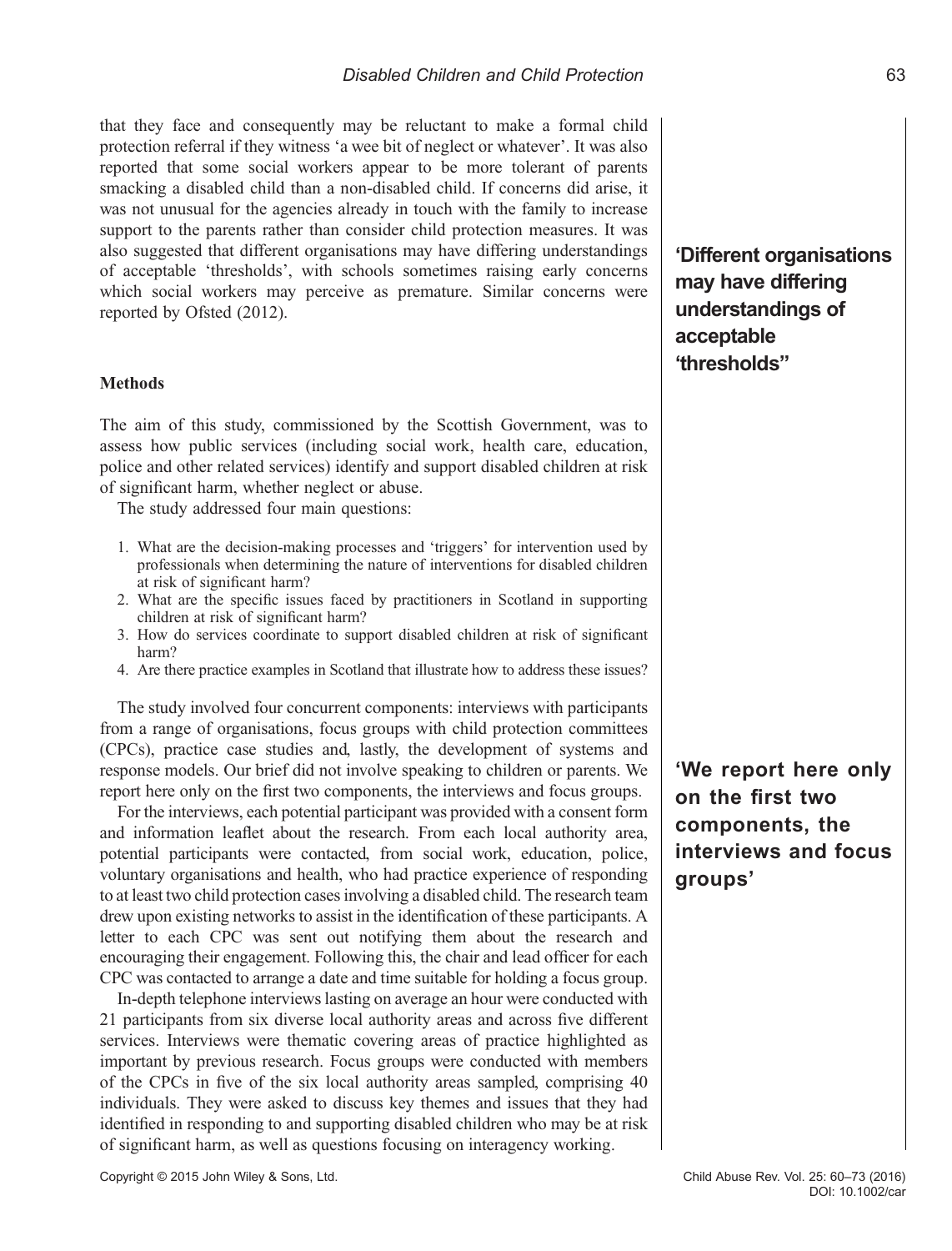that they face and consequently may be reluctant to make a formal child protection referral if they witness 'a wee bit of neglect or whatever'. It was also reported that some social workers appear to be more tolerant of parents smacking a disabled child than a non-disabled child. If concerns did arise, it was not unusual for the agencies already in touch with the family to increase support to the parents rather than consider child protection measures. It was also suggested that different organisations may have differing understandings of acceptable 'thresholds', with schools sometimes raising early concerns which social workers may perceive as premature. Similar concerns were reported by Ofsted (2012).

**'Different organisations may have differing understandings of acceptable 'thresholds''**

## Methods

The aim of this study, commissioned by the Scottish Government, was to assess how public services (including social work, health care, education, police and other related services) identify and support disabled children at risk of significant harm, whether neglect or abuse.

The study addressed four main questions:

1. What are the decision-making processes and 'triggers' for intervention used by professionals when determining the nature of interventions for disabled children at risk of significant harm?
2. What are the specific issues faced by practitioners in Scotland in supporting children at risk of significant harm?
3. How do services coordinate to support disabled children at risk of significant harm?
4. Are there practice examples in Scotland that illustrate how to address these issues?

The study involved four concurrent components: interviews with participants from a range of organisations, focus groups with child protection committees (CPCs), practice case studies and, lastly, the development of systems and response models. Our brief did not involve speaking to children or parents. We report here only on the first two components, the interviews and focus groups.

**'We report here only on the first two components, the interviews and focus groups'**

For the interviews, each potential participant was provided with a consent form and information leaflet about the research. From each local authority area, potential participants were contacted, from social work, education, police, voluntary organisations and health, who had practice experience of responding to at least two child protection cases involving a disabled child. The research team drew upon existing networks to assist in the identification of these participants. A letter to each CPC was sent out notifying them about the research and encouraging their engagement. Following this, the chair and lead officer for each CPC was contacted to arrange a date and time suitable for holding a focus group.

In-depth telephone interviews lasting on average an hour were conducted with 21 participants from six diverse local authority areas and across five different services. Interviews were thematic covering areas of practice highlighted as important by previous research. Focus groups were conducted with members of the CPCs in five of the six local authority areas sampled, comprising 40 individuals. They were asked to discuss key themes and issues that they had identified in responding to and supporting disabled children who may be at risk of significant harm, as well as questions focusing on interagency working.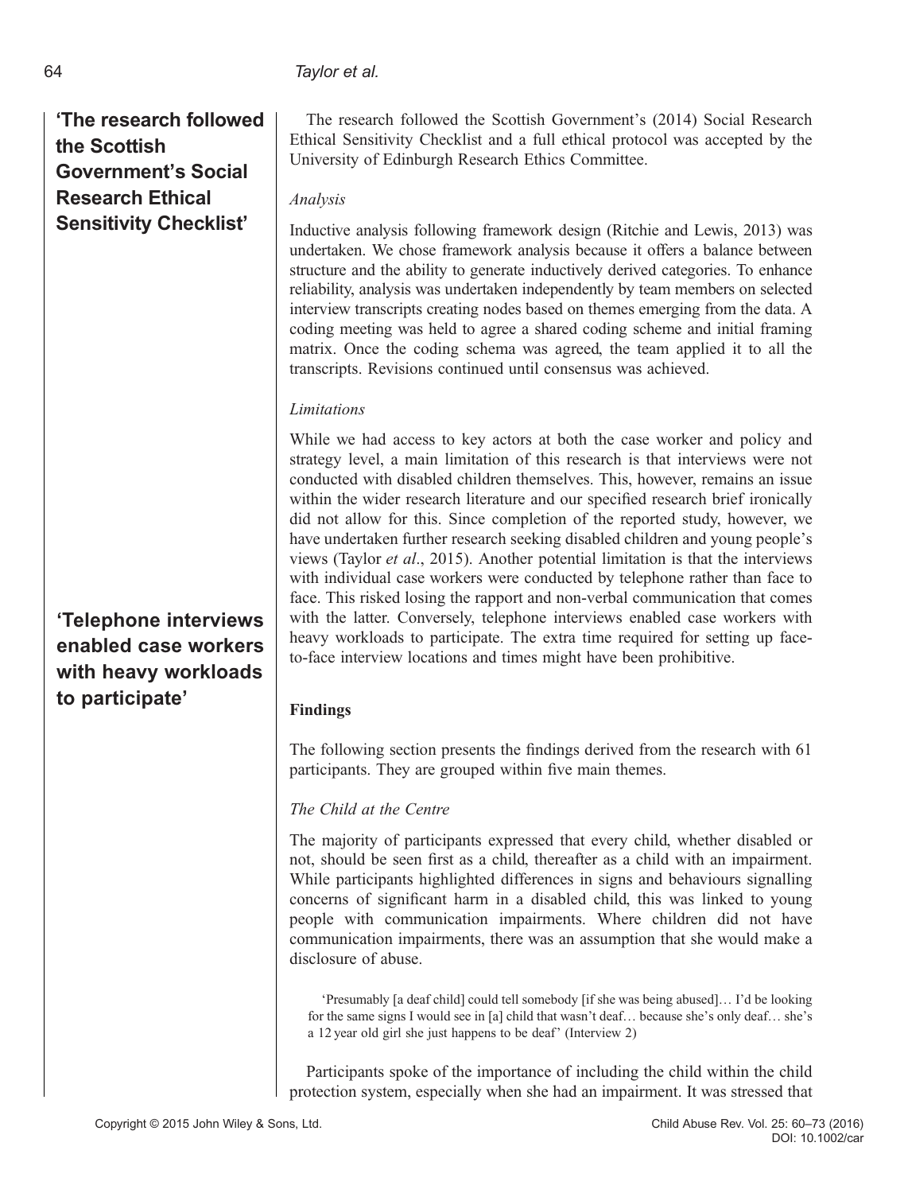**'The research followed the Scottish Government's Social Research Ethical Sensitivity Checklist'**

The research followed the Scottish Government's (2014) Social Research Ethical Sensitivity Checklist and a full ethical protocol was accepted by the University of Edinburgh Research Ethics Committee.

*Analysis*

Inductive analysis following framework design (Ritchie and Lewis, 2013) was undertaken. We chose framework analysis because it offers a balance between structure and the ability to generate inductively derived categories. To enhance reliability, analysis was undertaken independently by team members on selected interview transcripts creating nodes based on themes emerging from the data. A coding meeting was held to agree a shared coding scheme and initial framing matrix. Once the coding schema was agreed, the team applied it to all the transcripts. Revisions continued until consensus was achieved.

*Limitations*

While we had access to key actors at both the case worker and policy and strategy level, a main limitation of this research is that interviews were not conducted with disabled children themselves. This, however, remains an issue within the wider research literature and our specified research brief ironically did not allow for this. Since completion of the reported study, however, we have undertaken further research seeking disabled children and young people's views (Taylor *et al*., 2015). Another potential limitation is that the interviews with individual case workers were conducted by telephone rather than face to face. This risked losing the rapport and non-verbal communication that comes with the latter. Conversely, telephone interviews enabled case workers with heavy workloads to participate. The extra time required for setting up face-to-face interview locations and times might have been prohibitive.

**'Telephone interviews enabled case workers with heavy workloads to participate'**

## Findings

The following section presents the findings derived from the research with 61 participants. They are grouped within five main themes.

*The Child at the Centre*

The majority of participants expressed that every child, whether disabled or not, should be seen first as a child, thereafter as a child with an impairment. While participants highlighted differences in signs and behaviours signalling concerns of significant harm in a disabled child, this was linked to young people with communication impairments. Where children did not have communication impairments, there was an assumption that she would make a disclosure of abuse.

> 'Presumably [a deaf child] could tell somebody [if she was being abused]… I'd be looking for the same signs I would see in [a] child that wasn't deaf… because she's only deaf… she's a 12 year old girl she just happens to be deaf' (Interview 2)

Participants spoke of the importance of including the child within the child protection system, especially when she had an impairment. It was stressed that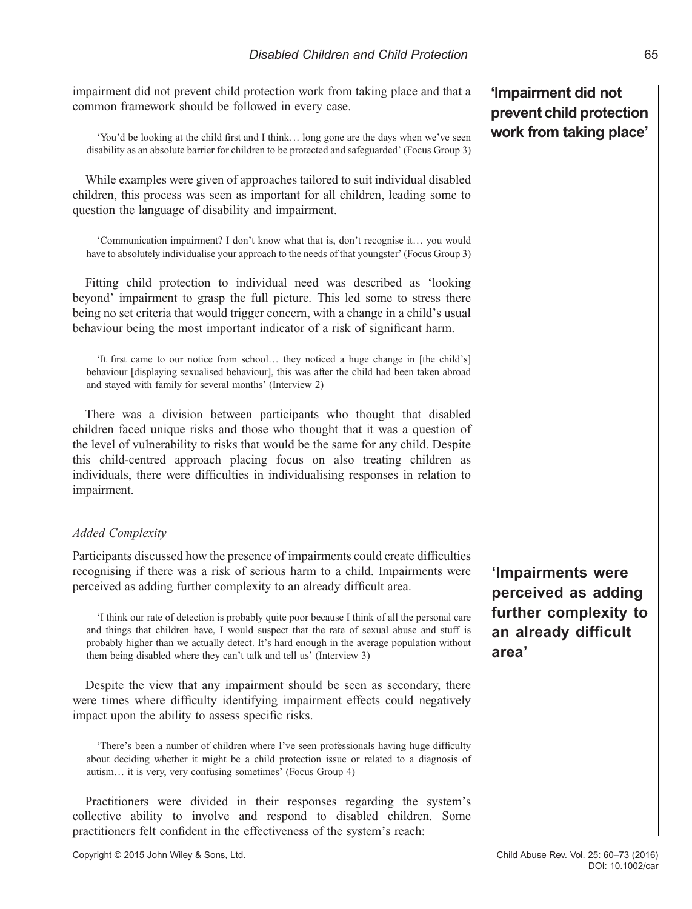impairment did not prevent child protection work from taking place and that a common framework should be followed in every case.

> 'You'd be looking at the child first and I think… long gone are the days when we've seen disability as an absolute barrier for children to be protected and safeguarded' (Focus Group 3)

**'Impairment did not prevent child protection work from taking place'**

While examples were given of approaches tailored to suit individual disabled children, this process was seen as important for all children, leading some to question the language of disability and impairment.

> 'Communication impairment? I don't know what that is, don't recognise it… you would have to absolutely individualise your approach to the needs of that youngster' (Focus Group 3)

Fitting child protection to individual need was described as 'looking beyond' impairment to grasp the full picture. This led some to stress there being no set criteria that would trigger concern, with a change in a child's usual behaviour being the most important indicator of a risk of significant harm.

> 'It first came to our notice from school… they noticed a huge change in [the child's] behaviour [displaying sexualised behaviour], this was after the child had been taken abroad and stayed with family for several months' (Interview 2)

There was a division between participants who thought that disabled children faced unique risks and those who thought that it was a question of the level of vulnerability to risks that would be the same for any child. Despite this child-centred approach placing focus on also treating children as individuals, there were difficulties in individualising responses in relation to impairment.

### *Added Complexity*

Participants discussed how the presence of impairments could create difficulties recognising if there was a risk of serious harm to a child. Impairments were perceived as adding further complexity to an already difficult area.

**'Impairments were perceived as adding further complexity to an already difficult area'**

> 'I think our rate of detection is probably quite poor because I think of all the personal care and things that children have, I would suspect that the rate of sexual abuse and stuff is probably higher than we actually detect. It's hard enough in the average population without them being disabled where they can't talk and tell us' (Interview 3)

Despite the view that any impairment should be seen as secondary, there were times where difficulty identifying impairment effects could negatively impact upon the ability to assess specific risks.

> 'There's been a number of children where I've seen professionals having huge difficulty about deciding whether it might be a child protection issue or related to a diagnosis of autism… it is very, very confusing sometimes' (Focus Group 4)

Practitioners were divided in their responses regarding the system's collective ability to involve and respond to disabled children. Some practitioners felt confident in the effectiveness of the system's reach: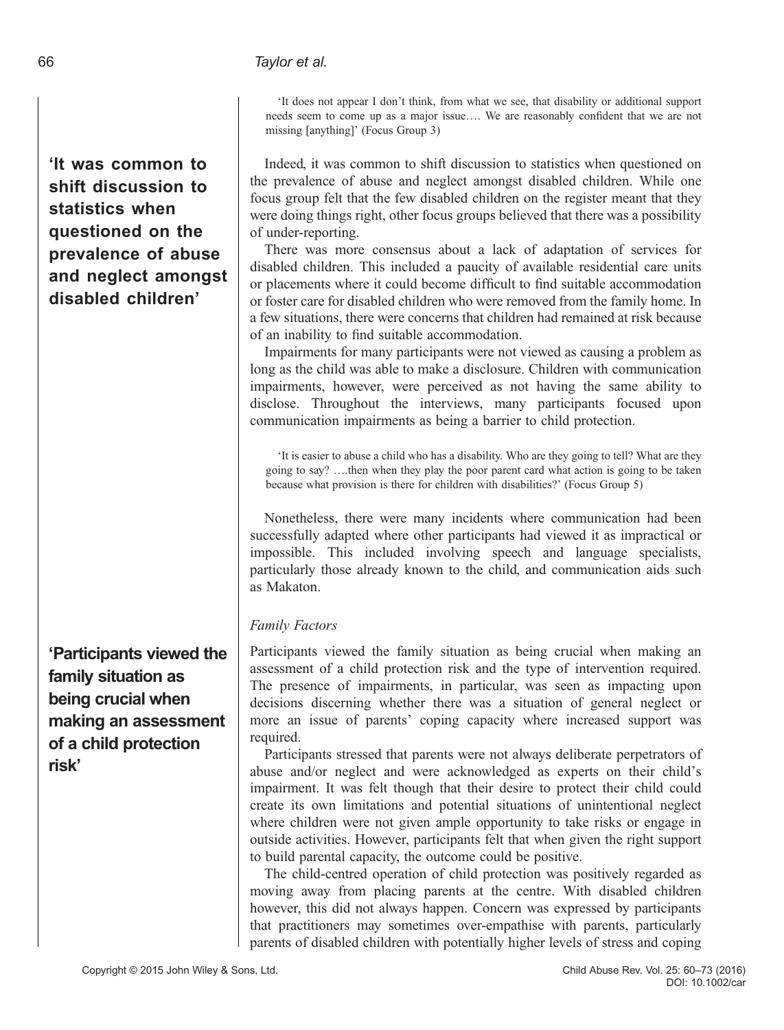> 'It does not appear I don't think, from what we see, that disability or additional support needs seem to come up as a major issue…. We are reasonably confident that we are not missing [anything]' (Focus Group 3)

**'It was common to shift discussion to statistics when questioned on the prevalence of abuse and neglect amongst disabled children'**

Indeed, it was common to shift discussion to statistics when questioned on the prevalence of abuse and neglect amongst disabled children. While one focus group felt that the few disabled children on the register meant that they were doing things right, other focus groups believed that there was a possibility of under-reporting.

There was more consensus about a lack of adaptation of services for disabled children. This included a paucity of available residential care units or placements where it could become difficult to find suitable accommodation or foster care for disabled children who were removed from the family home. In a few situations, there were concerns that children had remained at risk because of an inability to find suitable accommodation.

Impairments for many participants were not viewed as causing a problem as long as the child was able to make a disclosure. Children with communication impairments, however, were perceived as not having the same ability to disclose. Throughout the interviews, many participants focused upon communication impairments as being a barrier to child protection.

> 'It is easier to abuse a child who has a disability. Who are they going to tell? What are they going to say? ….then when they play the poor parent card what action is going to be taken because what provision is there for children with disabilities?' (Focus Group 5)

Nonetheless, there were many incidents where communication had been successfully adapted where other participants had viewed it as impractical or impossible. This included involving speech and language specialists, particularly those already known to the child, and communication aids such as Makaton.

### *Family Factors*

**'Participants viewed the family situation as being crucial when making an assessment of a child protection risk'**

Participants viewed the family situation as being crucial when making an assessment of a child protection risk and the type of intervention required. The presence of impairments, in particular, was seen as impacting upon decisions discerning whether there was a situation of general neglect or more an issue of parents' coping capacity where increased support was required.

Participants stressed that parents were not always deliberate perpetrators of abuse and/or neglect and were acknowledged as experts on their child's impairment. It was felt though that their desire to protect their child could create its own limitations and potential situations of unintentional neglect where children were not given ample opportunity to take risks or engage in outside activities. However, participants felt that when given the right support to build parental capacity, the outcome could be positive.

The child-centred operation of child protection was positively regarded as moving away from placing parents at the centre. With disabled children however, this did not always happen. Concern was expressed by participants that practitioners may sometimes over-empathise with parents, particularly parents of disabled children with potentially higher levels of stress and coping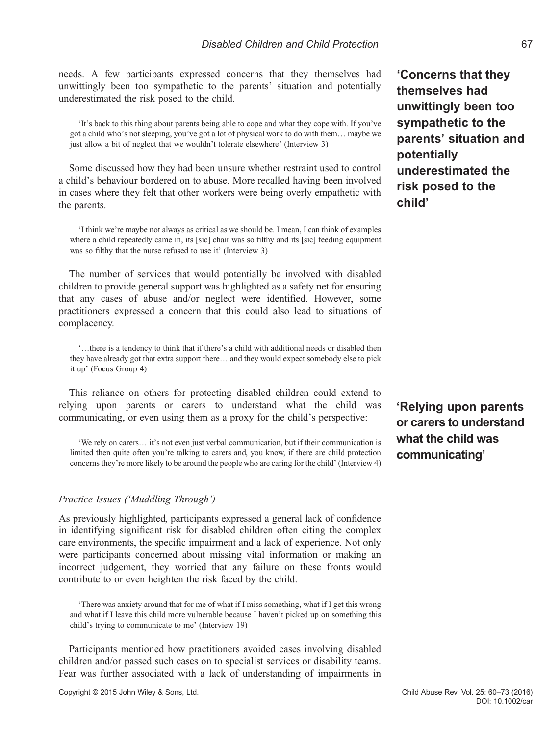needs. A few participants expressed concerns that they themselves had unwittingly been too sympathetic to the parents' situation and potentially underestimated the risk posed to the child.

> 'It's back to this thing about parents being able to cope and what they cope with. If you've got a child who's not sleeping, you've got a lot of physical work to do with them… maybe we just allow a bit of neglect that we wouldn't tolerate elsewhere' (Interview 3)

**'Concerns that they themselves had unwittingly been too sympathetic to the parents' situation and potentially underestimated the risk posed to the child'**

Some discussed how they had been unsure whether restraint used to control a child's behaviour bordered on to abuse. More recalled having been involved in cases where they felt that other workers were being overly empathetic with the parents.

> 'I think we're maybe not always as critical as we should be. I mean, I can think of examples where a child repeatedly came in, its [sic] chair was so filthy and its [sic] feeding equipment was so filthy that the nurse refused to use it' (Interview 3)

The number of services that would potentially be involved with disabled children to provide general support was highlighted as a safety net for ensuring that any cases of abuse and/or neglect were identified. However, some practitioners expressed a concern that this could also lead to situations of complacency.

> '…there is a tendency to think that if there's a child with additional needs or disabled then they have already got that extra support there… and they would expect somebody else to pick it up' (Focus Group 4)

This reliance on others for protecting disabled children could extend to relying upon parents or carers to understand what the child was communicating, or even using them as a proxy for the child's perspective:

**'Relying upon parents or carers to understand what the child was communicating'**

> 'We rely on carers… it's not even just verbal communication, but if their communication is limited then quite often you're talking to carers and, you know, if there are child protection concerns they're more likely to be around the people who are caring for the child' (Interview 4)

### *Practice Issues ('Muddling Through')*

As previously highlighted, participants expressed a general lack of confidence in identifying significant risk for disabled children often citing the complex care environments, the specific impairment and a lack of experience. Not only were participants concerned about missing vital information or making an incorrect judgement, they worried that any failure on these fronts would contribute to or even heighten the risk faced by the child.

> 'There was anxiety around that for me of what if I miss something, what if I get this wrong and what if I leave this child more vulnerable because I haven't picked up on something this child's trying to communicate to me' (Interview 19)

Participants mentioned how practitioners avoided cases involving disabled children and/or passed such cases on to specialist services or disability teams. Fear was further associated with a lack of understanding of impairments in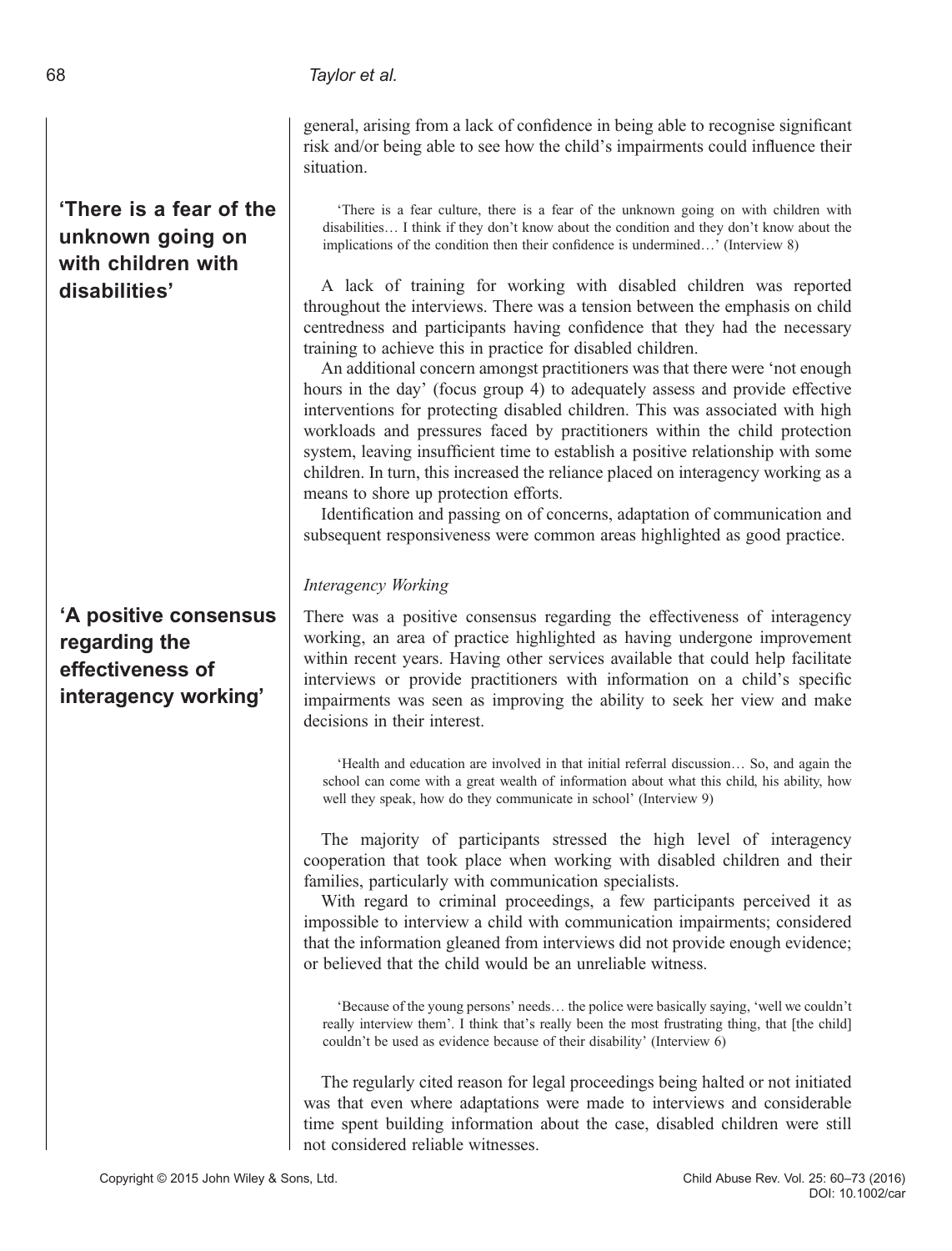general, arising from a lack of confidence in being able to recognise significant risk and/or being able to see how the child's impairments could influence their situation.

**'There is a fear of the unknown going on with children with disabilities'**

> 'There is a fear culture, there is a fear of the unknown going on with children with disabilities… I think if they don't know about the condition and they don't know about the implications of the condition then their confidence is undermined…' (Interview 8)

A lack of training for working with disabled children was reported throughout the interviews. There was a tension between the emphasis on child centredness and participants having confidence that they had the necessary training to achieve this in practice for disabled children.

An additional concern amongst practitioners was that there were 'not enough hours in the day' (focus group 4) to adequately assess and provide effective interventions for protecting disabled children. This was associated with high workloads and pressures faced by practitioners within the child protection system, leaving insufficient time to establish a positive relationship with some children. In turn, this increased the reliance placed on interagency working as a means to shore up protection efforts.

Identification and passing on of concerns, adaptation of communication and subsequent responsiveness were common areas highlighted as good practice.

### *Interagency Working*

**'A positive consensus regarding the effectiveness of interagency working'**

There was a positive consensus regarding the effectiveness of interagency working, an area of practice highlighted as having undergone improvement within recent years. Having other services available that could help facilitate interviews or provide practitioners with information on a child's specific impairments was seen as improving the ability to seek her view and make decisions in their interest.

> 'Health and education are involved in that initial referral discussion… So, and again the school can come with a great wealth of information about what this child, his ability, how well they speak, how do they communicate in school' (Interview 9)

The majority of participants stressed the high level of interagency cooperation that took place when working with disabled children and their families, particularly with communication specialists.

With regard to criminal proceedings, a few participants perceived it as impossible to interview a child with communication impairments; considered that the information gleaned from interviews did not provide enough evidence; or believed that the child would be an unreliable witness.

> 'Because of the young persons' needs… the police were basically saying, 'well we couldn't really interview them'. I think that's really been the most frustrating thing, that [the child] couldn't be used as evidence because of their disability' (Interview 6)

The regularly cited reason for legal proceedings being halted or not initiated was that even where adaptations were made to interviews and considerable time spent building information about the case, disabled children were still not considered reliable witnesses.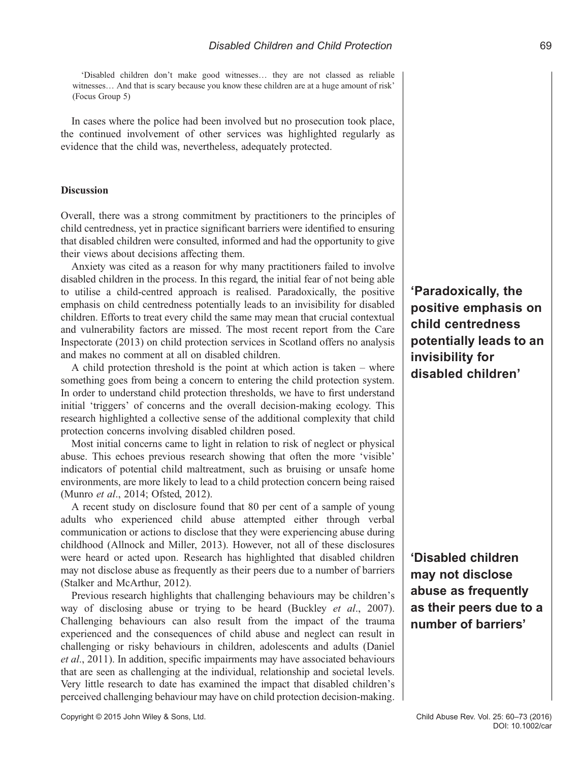> 'Disabled children don't make good witnesses… they are not classed as reliable witnesses… And that is scary because you know these children are at a huge amount of risk' (Focus Group 5)

In cases where the police had been involved but no prosecution took place, the continued involvement of other services was highlighted regularly as evidence that the child was, nevertheless, adequately protected.

## Discussion

Overall, there was a strong commitment by practitioners to the principles of child centredness, yet in practice significant barriers were identified to ensuring that disabled children were consulted, informed and had the opportunity to give their views about decisions affecting them.

Anxiety was cited as a reason for why many practitioners failed to involve disabled children in the process. In this regard, the initial fear of not being able to utilise a child-centred approach is realised. Paradoxically, the positive emphasis on child centredness potentially leads to an invisibility for disabled children. Efforts to treat every child the same may mean that crucial contextual and vulnerability factors are missed. The most recent report from the Care Inspectorate (2013) on child protection services in Scotland offers no analysis and makes no comment at all on disabled children.

**'Paradoxically, the positive emphasis on child centredness potentially leads to an invisibility for disabled children'**

A child protection threshold is the point at which action is taken – where something goes from being a concern to entering the child protection system. In order to understand child protection thresholds, we have to first understand initial 'triggers' of concerns and the overall decision-making ecology. This research highlighted a collective sense of the additional complexity that child protection concerns involving disabled children posed.

Most initial concerns came to light in relation to risk of neglect or physical abuse. This echoes previous research showing that often the more 'visible' indicators of potential child maltreatment, such as bruising or unsafe home environments, are more likely to lead to a child protection concern being raised (Munro *et al*., 2014; Ofsted, 2012).

A recent study on disclosure found that 80 per cent of a sample of young adults who experienced child abuse attempted either through verbal communication or actions to disclose that they were experiencing abuse during childhood (Allnock and Miller, 2013). However, not all of these disclosures were heard or acted upon. Research has highlighted that disabled children may not disclose abuse as frequently as their peers due to a number of barriers (Stalker and McArthur, 2012).

**'Disabled children may not disclose abuse as frequently as their peers due to a number of barriers'**

Previous research highlights that challenging behaviours may be children's way of disclosing abuse or trying to be heard (Buckley *et al*., 2007). Challenging behaviours can also result from the impact of the trauma experienced and the consequences of child abuse and neglect can result in challenging or risky behaviours in children, adolescents and adults (Daniel *et al*., 2011). In addition, specific impairments may have associated behaviours that are seen as challenging at the individual, relationship and societal levels. Very little research to date has examined the impact that disabled children's perceived challenging behaviour may have on child protection decision-making.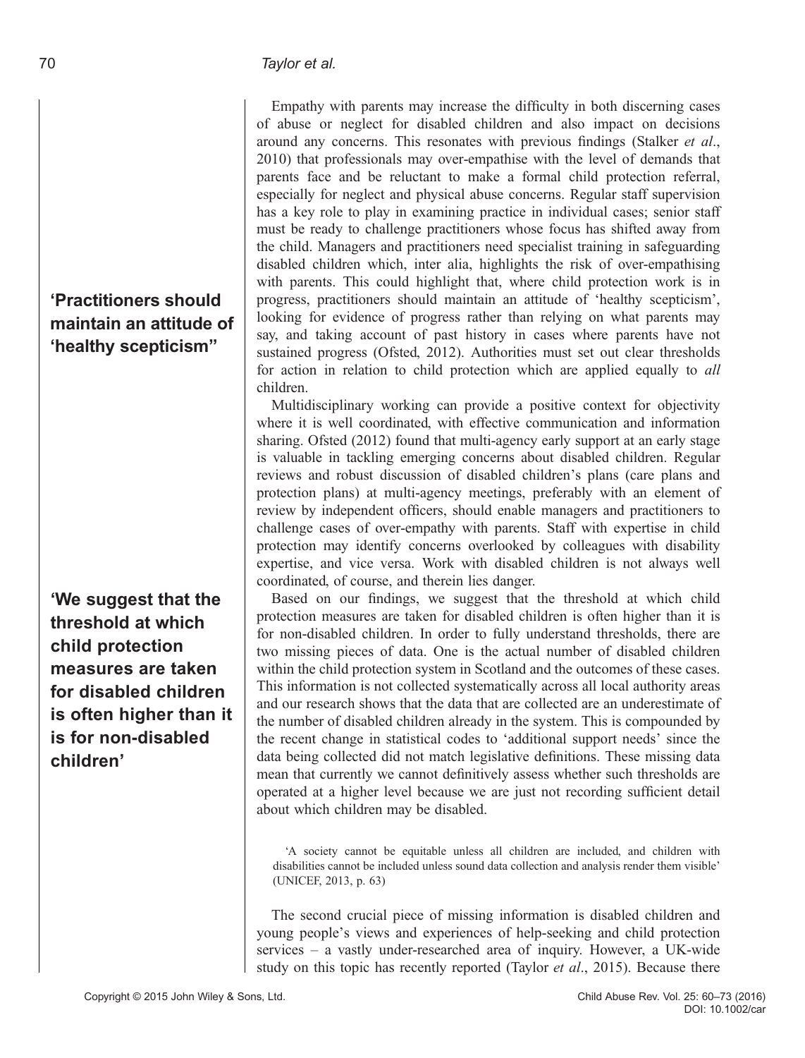Empathy with parents may increase the difficulty in both discerning cases of abuse or neglect for disabled children and also impact on decisions around any concerns. This resonates with previous findings (Stalker *et al*., 2010) that professionals may over-empathise with the level of demands that parents face and be reluctant to make a formal child protection referral, especially for neglect and physical abuse concerns. Regular staff supervision has a key role to play in examining practice in individual cases; senior staff must be ready to challenge practitioners whose focus has shifted away from the child. Managers and practitioners need specialist training in safeguarding disabled children which, inter alia, highlights the risk of over-empathising with parents. This could highlight that, where child protection work is in progress, practitioners should maintain an attitude of 'healthy scepticism', looking for evidence of progress rather than relying on what parents may say, and taking account of past history in cases where parents have not sustained progress (Ofsted, 2012). Authorities must set out clear thresholds for action in relation to child protection which are applied equally to *all* children.

**'Practitioners should maintain an attitude of 'healthy scepticism''**

Multidisciplinary working can provide a positive context for objectivity where it is well coordinated, with effective communication and information sharing. Ofsted (2012) found that multi-agency early support at an early stage is valuable in tackling emerging concerns about disabled children. Regular reviews and robust discussion of disabled children's plans (care plans and protection plans) at multi-agency meetings, preferably with an element of review by independent officers, should enable managers and practitioners to challenge cases of over-empathy with parents. Staff with expertise in child protection may identify concerns overlooked by colleagues with disability expertise, and vice versa. Work with disabled children is not always well coordinated, of course, and therein lies danger.

**'We suggest that the threshold at which child protection measures are taken for disabled children is often higher than it is for non-disabled children'**

Based on our findings, we suggest that the threshold at which child protection measures are taken for disabled children is often higher than it is for non-disabled children. In order to fully understand thresholds, there are two missing pieces of data. One is the actual number of disabled children within the child protection system in Scotland and the outcomes of these cases. This information is not collected systematically across all local authority areas and our research shows that the data that are collected are an underestimate of the number of disabled children already in the system. This is compounded by the recent change in statistical codes to 'additional support needs' since the data being collected did not match legislative definitions. These missing data mean that currently we cannot definitively assess whether such thresholds are operated at a higher level because we are just not recording sufficient detail about which children may be disabled.

> 'A society cannot be equitable unless all children are included, and children with disabilities cannot be included unless sound data collection and analysis render them visible' (UNICEF, 2013, p. 63)

The second crucial piece of missing information is disabled children and young people's views and experiences of help-seeking and child protection services – a vastly under-researched area of inquiry. However, a UK-wide study on this topic has recently reported (Taylor *et al*., 2015). Because there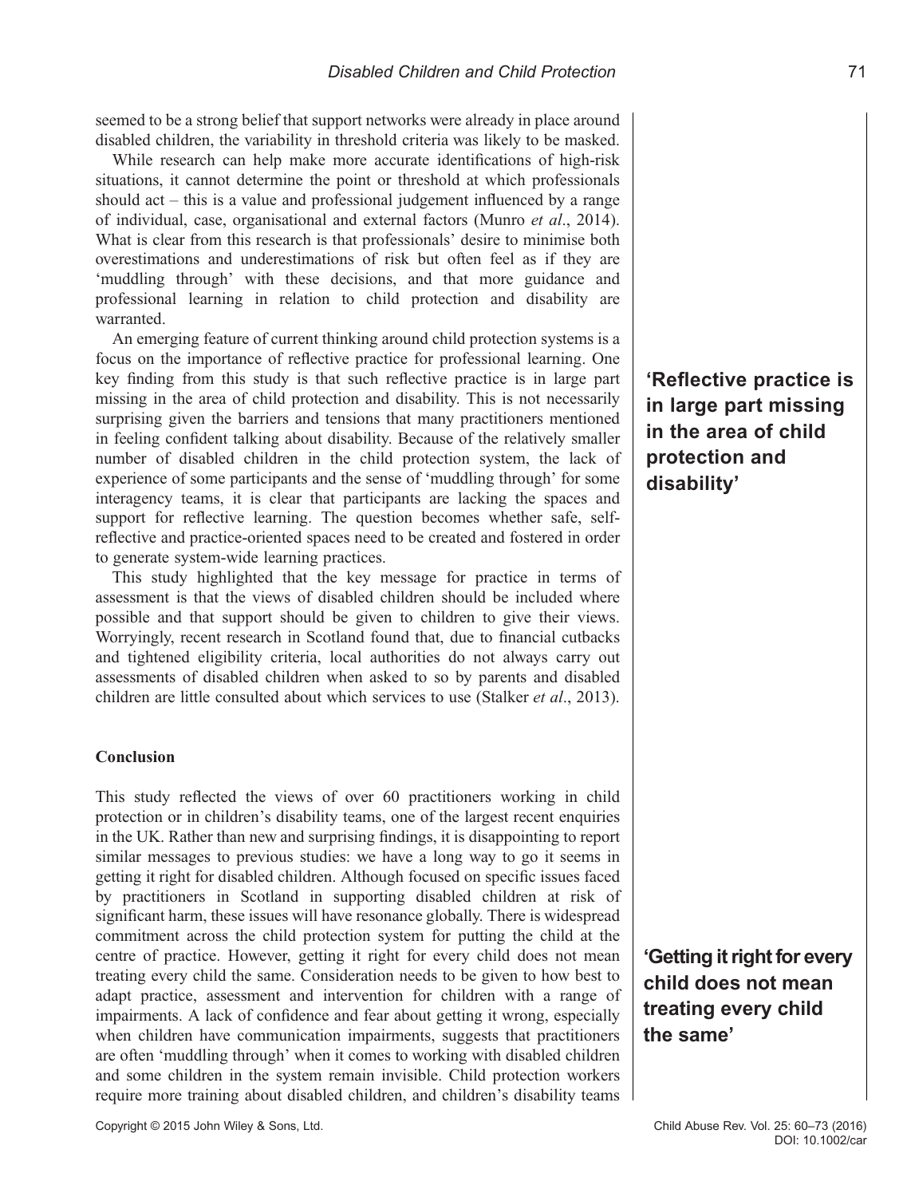seemed to be a strong belief that support networks were already in place around disabled children, the variability in threshold criteria was likely to be masked.

While research can help make more accurate identifications of high-risk situations, it cannot determine the point or threshold at which professionals should act – this is a value and professional judgement influenced by a range of individual, case, organisational and external factors (Munro *et al*., 2014). What is clear from this research is that professionals' desire to minimise both overestimations and underestimations of risk but often feel as if they are 'muddling through' with these decisions, and that more guidance and professional learning in relation to child protection and disability are warranted.

An emerging feature of current thinking around child protection systems is a focus on the importance of reflective practice for professional learning. One key finding from this study is that such reflective practice is in large part missing in the area of child protection and disability. This is not necessarily surprising given the barriers and tensions that many practitioners mentioned in feeling confident talking about disability. Because of the relatively smaller number of disabled children in the child protection system, the lack of experience of some participants and the sense of 'muddling through' for some interagency teams, it is clear that participants are lacking the spaces and support for reflective learning. The question becomes whether safe, self-reflective and practice-oriented spaces need to be created and fostered in order to generate system-wide learning practices.

**'Reflective practice is in large part missing in the area of child protection and disability'**

This study highlighted that the key message for practice in terms of assessment is that the views of disabled children should be included where possible and that support should be given to children to give their views. Worryingly, recent research in Scotland found that, due to financial cutbacks and tightened eligibility criteria, local authorities do not always carry out assessments of disabled children when asked to so by parents and disabled children are little consulted about which services to use (Stalker *et al*., 2013).

## Conclusion

This study reflected the views of over 60 practitioners working in child protection or in children's disability teams, one of the largest recent enquiries in the UK. Rather than new and surprising findings, it is disappointing to report similar messages to previous studies: we have a long way to go it seems in getting it right for disabled children. Although focused on specific issues faced by practitioners in Scotland in supporting disabled children at risk of significant harm, these issues will have resonance globally. There is widespread commitment across the child protection system for putting the child at the centre of practice. However, getting it right for every child does not mean treating every child the same. Consideration needs to be given to how best to adapt practice, assessment and intervention for children with a range of impairments. A lack of confidence and fear about getting it wrong, especially when children have communication impairments, suggests that practitioners are often 'muddling through' when it comes to working with disabled children and some children in the system remain invisible. Child protection workers require more training about disabled children, and children's disability teams

**'Getting it right for every child does not mean treating every child the same'**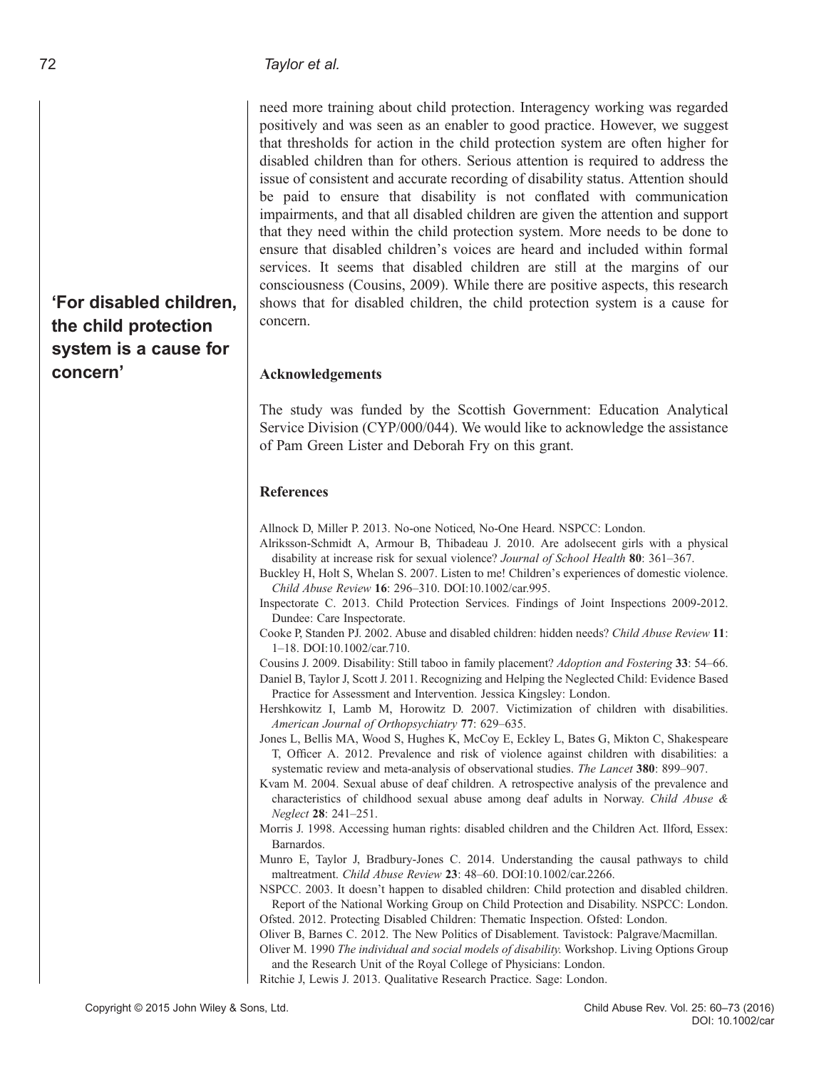need more training about child protection. Interagency working was regarded positively and was seen as an enabler to good practice. However, we suggest that thresholds for action in the child protection system are often higher for disabled children than for others. Serious attention is required to address the issue of consistent and accurate recording of disability status. Attention should be paid to ensure that disability is not conflated with communication impairments, and that all disabled children are given the attention and support that they need within the child protection system. More needs to be done to ensure that disabled children's voices are heard and included within formal services. It seems that disabled children are still at the margins of our consciousness (Cousins, 2009). While there are positive aspects, this research shows that for disabled children, the child protection system is a cause for concern.

**'For disabled children, the child protection system is a cause for concern'**

## Acknowledgements

The study was funded by the Scottish Government: Education Analytical Service Division (CYP/000/044). We would like to acknowledge the assistance of Pam Green Lister and Deborah Fry on this grant.

## References

Allnock D, Miller P. 2013. No-one Noticed, No-One Heard. NSPCC: London.

Alriksson-Schmidt A, Armour B, Thibadeau J. 2010. Are adolsecent girls with a physical disability at increase risk for sexual violence? *Journal of School Health* **80**: 361–367.

Buckley H, Holt S, Whelan S. 2007. Listen to me! Children's experiences of domestic violence. *Child Abuse Review* **16**: 296–310. DOI:10.1002/car.995.

Inspectorate C. 2013. Child Protection Services. Findings of Joint Inspections 2009-2012. Dundee: Care Inspectorate.

Cooke P, Standen PJ. 2002. Abuse and disabled children: hidden needs? *Child Abuse Review* **11**: 1–18. DOI:10.1002/car.710.

Cousins J. 2009. Disability: Still taboo in family placement? *Adoption and Fostering* **33**: 54–66.

Daniel B, Taylor J, Scott J. 2011. Recognizing and Helping the Neglected Child: Evidence Based Practice for Assessment and Intervention. Jessica Kingsley: London.

Hershkowitz I, Lamb M, Horowitz D. 2007. Victimization of children with disabilities. *American Journal of Orthopsychiatry* **77**: 629–635.

Jones L, Bellis MA, Wood S, Hughes K, McCoy E, Eckley L, Bates G, Mikton C, Shakespeare T, Officer A. 2012. Prevalence and risk of violence against children with disabilities: a systematic review and meta-analysis of observational studies. *The Lancet* **380**: 899–907.

Kvam M. 2004. Sexual abuse of deaf children. A retrospective analysis of the prevalence and characteristics of childhood sexual abuse among deaf adults in Norway. *Child Abuse & Neglect* **28**: 241–251.

Morris J. 1998. Accessing human rights: disabled children and the Children Act. Ilford, Essex: Barnardos.

Munro E, Taylor J, Bradbury-Jones C. 2014. Understanding the causal pathways to child maltreatment. *Child Abuse Review* **23**: 48–60. DOI:10.1002/car.2266.

NSPCC. 2003. It doesn't happen to disabled children: Child protection and disabled children. Report of the National Working Group on Child Protection and Disability. NSPCC: London.

Ofsted. 2012. Protecting Disabled Children: Thematic Inspection. Ofsted: London.

Oliver B, Barnes C. 2012. The New Politics of Disablement. Tavistock: Palgrave/Macmillan.

Oliver M. 1990 *The individual and social models of disability.* Workshop. Living Options Group and the Research Unit of the Royal College of Physicians: London.

Ritchie J, Lewis J. 2013. Qualitative Research Practice. Sage: London.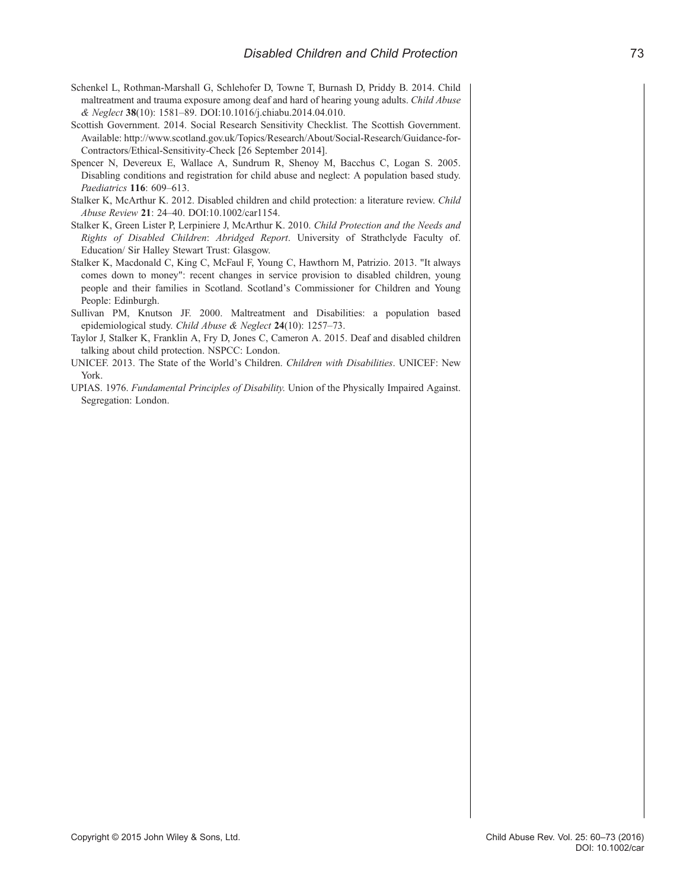Schenkel L, Rothman-Marshall G, Schlehofer D, Towne T, Burnash D, Priddy B. 2014. Child maltreatment and trauma exposure among deaf and hard of hearing young adults. *Child Abuse & Neglect* **38**(10): 1581–89. DOI:10.1016/j.chiabu.2014.04.010.

Scottish Government. 2014. Social Research Sensitivity Checklist. The Scottish Government. Available: http://www.scotland.gov.uk/Topics/Research/About/Social-Research/Guidance-for-Contractors/Ethical-Sensitivity-Check [26 September 2014].

Spencer N, Devereux E, Wallace A, Sundrum R, Shenoy M, Bacchus C, Logan S. 2005. Disabling conditions and registration for child abuse and neglect: A population based study. *Paediatrics* **116**: 609–613.

Stalker K, McArthur K. 2012. Disabled children and child protection: a literature review. *Child Abuse Review* **21**: 24–40. DOI:10.1002/car1154.

Stalker K, Green Lister P, Lerpiniere J, McArthur K. 2010. *Child Protection and the Needs and Rights of Disabled Children*: *Abridged Report*. University of Strathclyde Faculty of. Education/ Sir Halley Stewart Trust: Glasgow.

Stalker K, Macdonald C, King C, McFaul F, Young C, Hawthorn M, Patrizio. 2013. "It always comes down to money": recent changes in service provision to disabled children, young people and their families in Scotland. Scotland's Commissioner for Children and Young People: Edinburgh.

Sullivan PM, Knutson JF. 2000. Maltreatment and Disabilities: a population based epidemiological study. *Child Abuse & Neglect* **24**(10): 1257–73.

Taylor J, Stalker K, Franklin A, Fry D, Jones C, Cameron A. 2015. Deaf and disabled children talking about child protection. NSPCC: London.

UNICEF. 2013. The State of the World's Children. *Children with Disabilities*. UNICEF: New York.

UPIAS. 1976. *Fundamental Principles of Disability*. Union of the Physically Impaired Against. Segregation: London.